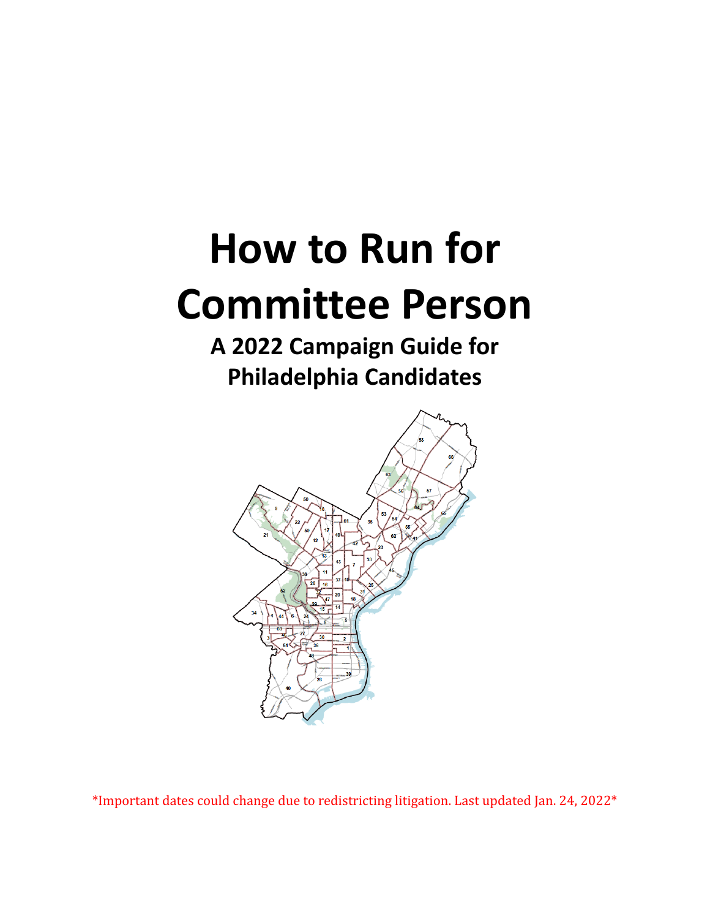# How to Run for Committee Person

## A 2022 Campaign Guide for Philadelphia Candidates

*Important dates could change due to redistricting litigation. Last updated Jan. 24, 2022*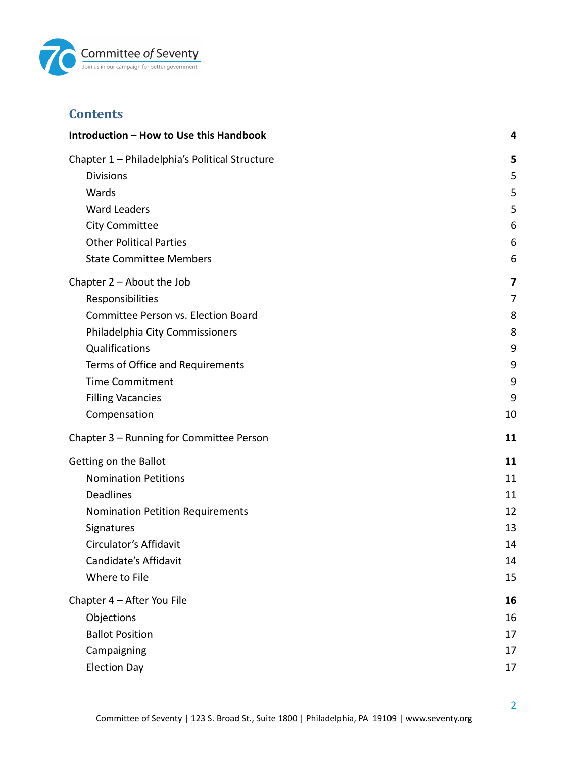## Contents

| | |
|---|---|
| **Introduction – How to Use this Handbook** | **4** |
| Chapter 1 – Philadelphia's Political Structure | **5** |
| Divisions | 5 |
| Wards | 5 |
| Ward Leaders | 5 |
| City Committee | 6 |
| Other Political Parties | 6 |
| State Committee Members | 6 |
| Chapter 2 – About the Job | **7** |
| Responsibilities | 7 |
| Committee Person vs. Election Board | 8 |
| Philadelphia City Commissioners | 8 |
| Qualifications | 9 |
| Terms of Office and Requirements | 9 |
| Time Commitment | 9 |
| Filling Vacancies | 9 |
| Compensation | 10 |
| Chapter 3 – Running for Committee Person | **11** |
| Getting on the Ballot | **11** |
| Nomination Petitions | 11 |
| Deadlines | 11 |
| Nomination Petition Requirements | 12 |
| Signatures | 13 |
| Circulator's Affidavit | 14 |
| Candidate's Affidavit | 14 |
| Where to File | 15 |
| Chapter 4 – After You File | **16** |
| Objections | 16 |
| Ballot Position | 17 |
| Campaigning | 17 |
| Election Day | 17 |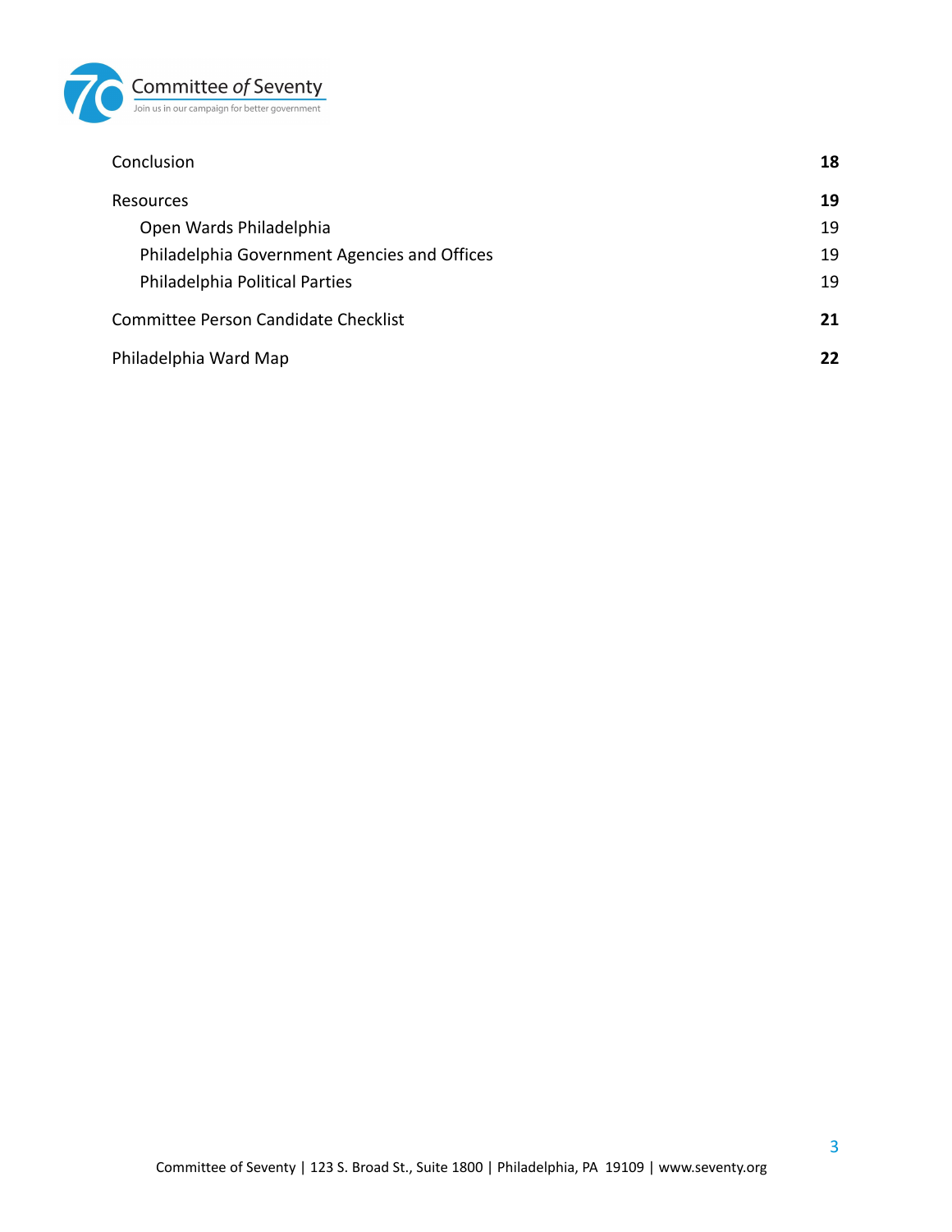| | |
|---|---|
| Conclusion | **18** |
| Resources | **19** |
| &nbsp;&nbsp;&nbsp;&nbsp;Open Wards Philadelphia | 19 |
| &nbsp;&nbsp;&nbsp;&nbsp;Philadelphia Government Agencies and Offices | 19 |
| &nbsp;&nbsp;&nbsp;&nbsp;Philadelphia Political Parties | 19 |
| Committee Person Candidate Checklist | **21** |
| Philadelphia Ward Map | **22** |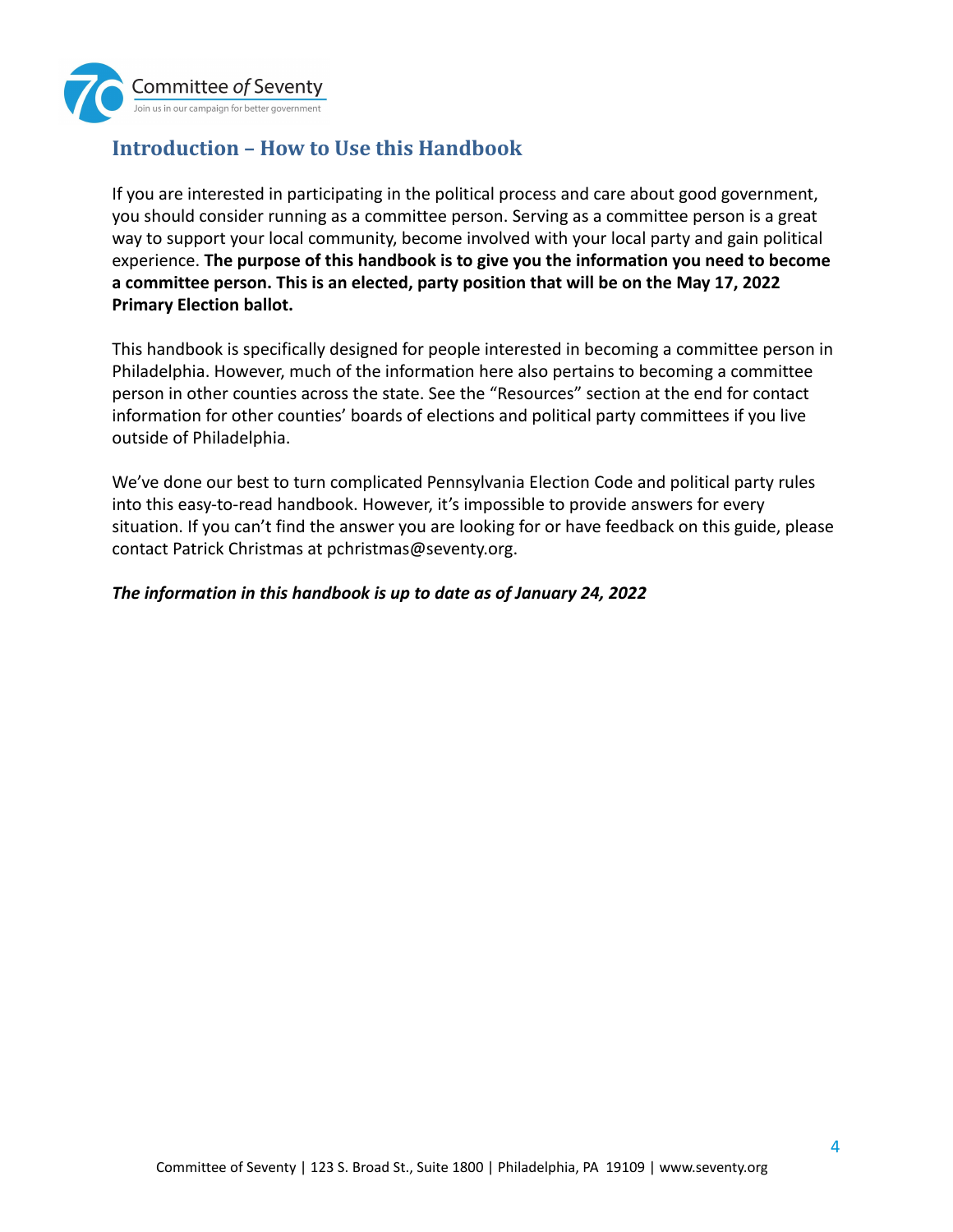## Introduction – How to Use this Handbook

If you are interested in participating in the political process and care about good government, you should consider running as a committee person. Serving as a committee person is a great way to support your local community, become involved with your local party and gain political experience. **The purpose of this handbook is to give you the information you need to become a committee person. This is an elected, party position that will be on the May 17, 2022 Primary Election ballot.**

This handbook is specifically designed for people interested in becoming a committee person in Philadelphia. However, much of the information here also pertains to becoming a committee person in other counties across the state. See the "Resources" section at the end for contact information for other counties' boards of elections and political party committees if you live outside of Philadelphia.

We've done our best to turn complicated Pennsylvania Election Code and political party rules into this easy-to-read handbook. However, it's impossible to provide answers for every situation. If you can't find the answer you are looking for or have feedback on this guide, please contact Patrick Christmas at pchristmas@seventy.org.

***The information in this handbook is up to date as of January 24, 2022***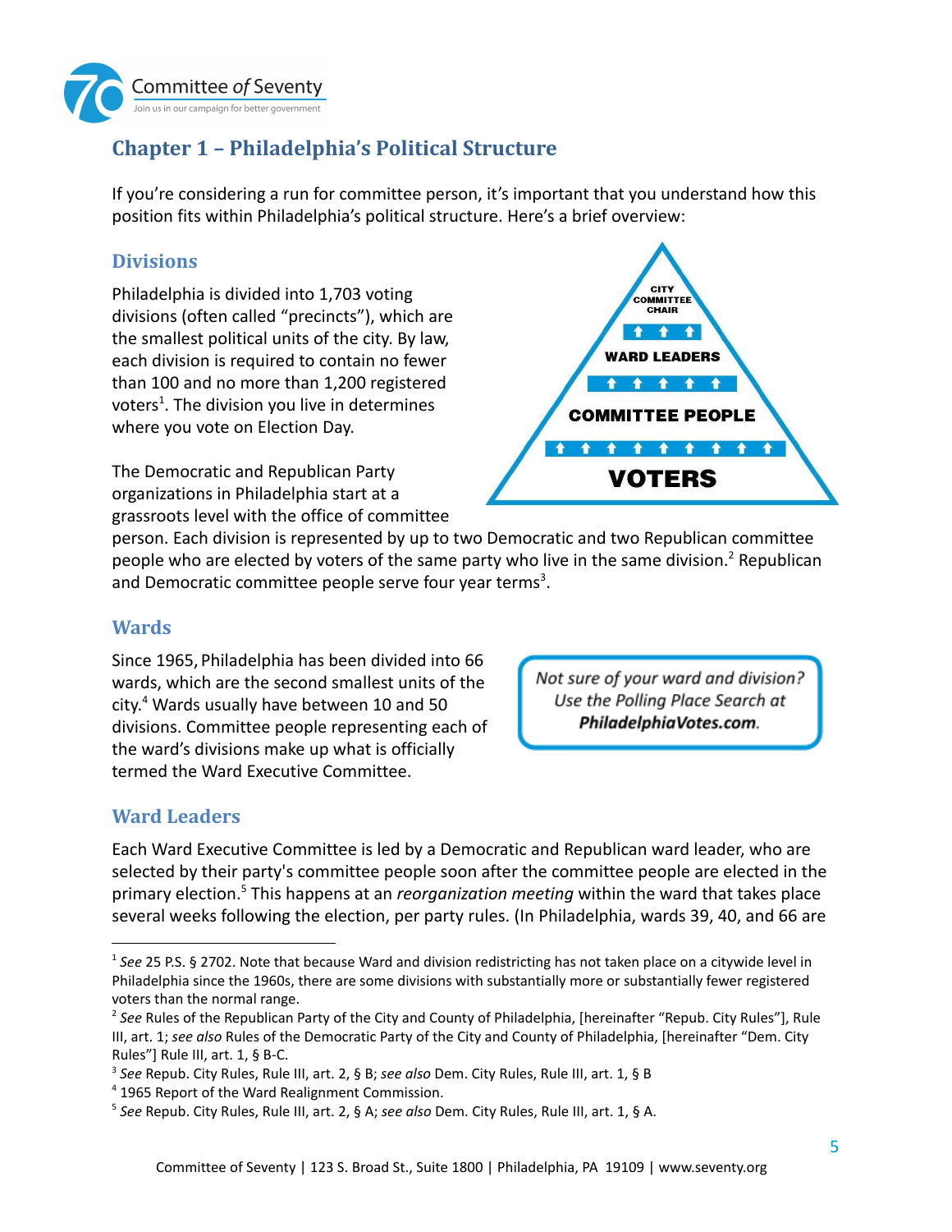## Chapter 1 – Philadelphia's Political Structure

If you're considering a run for committee person, it's important that you understand how this position fits within Philadelphia's political structure. Here's a brief overview:

### Divisions

Philadelphia is divided into 1,703 voting divisions (often called "precincts"), which are the smallest political units of the city. By law, each division is required to contain no fewer than 100 and no more than 1,200 registered voters[1]. The division you live in determines where you vote on Election Day.

CITY COMMITTEE CHAIR
WARD LEADERS
COMMITTEE PEOPLE
VOTERS

The Democratic and Republican Party organizations in Philadelphia start at a grassroots level with the office of committee person. Each division is represented by up to two Democratic and two Republican committee people who are elected by voters of the same party who live in the same division.[2] Republican and Democratic committee people serve four year terms[3].

### Wards

Since 1965, Philadelphia has been divided into 66 wards, which are the second smallest units of the city.[4] Wards usually have between 10 and 50 divisions. Committee people representing each of the ward's divisions make up what is officially termed the Ward Executive Committee.

*Not sure of your ward and division? Use the Polling Place Search at* ***PhiladelphiaVotes.com***.

### Ward Leaders

Each Ward Executive Committee is led by a Democratic and Republican ward leader, who are selected by their party's committee people soon after the committee people are elected in the primary election.[5] This happens at an *reorganization meeting* within the ward that takes place several weeks following the election, per party rules. (In Philadelphia, wards 39, 40, and 66 are

---

[1] *See* 25 P.S. § 2702. Note that because Ward and division redistricting has not taken place on a citywide level in Philadelphia since the 1960s, there are some divisions with substantially more or substantially fewer registered voters than the normal range.

[2] *See* Rules of the Republican Party of the City and County of Philadelphia, [hereinafter "Repub. City Rules"], Rule III, art. 1; *see also* Rules of the Democratic Party of the City and County of Philadelphia, [hereinafter "Dem. City Rules"] Rule III, art. 1, § B-C.

[3] *See* Repub. City Rules, Rule III, art. 2, § B; *see also* Dem. City Rules, Rule III, art. 1, § B

[4] 1965 Report of the Ward Realignment Commission.

[5] *See* Repub. City Rules, Rule III, art. 2, § A; *see also* Dem. City Rules, Rule III, art. 1, § A.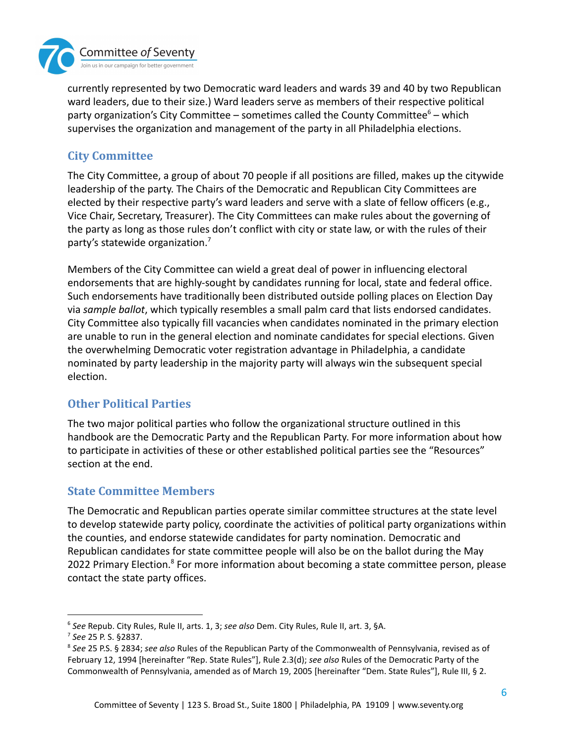currently represented by two Democratic ward leaders and wards 39 and 40 by two Republican ward leaders, due to their size.) Ward leaders serve as members of their respective political party organization's City Committee – sometimes called the County Committee[6] – which supervises the organization and management of the party in all Philadelphia elections.

## City Committee

The City Committee, a group of about 70 people if all positions are filled, makes up the citywide leadership of the party. The Chairs of the Democratic and Republican City Committees are elected by their respective party's ward leaders and serve with a slate of fellow officers (e.g., Vice Chair, Secretary, Treasurer). The City Committees can make rules about the governing of the party as long as those rules don't conflict with city or state law, or with the rules of their party's statewide organization.[7]

Members of the City Committee can wield a great deal of power in influencing electoral endorsements that are highly-sought by candidates running for local, state and federal office. Such endorsements have traditionally been distributed outside polling places on Election Day via *sample ballot*, which typically resembles a small palm card that lists endorsed candidates. City Committee also typically fill vacancies when candidates nominated in the primary election are unable to run in the general election and nominate candidates for special elections. Given the overwhelming Democratic voter registration advantage in Philadelphia, a candidate nominated by party leadership in the majority party will always win the subsequent special election.

## Other Political Parties

The two major political parties who follow the organizational structure outlined in this handbook are the Democratic Party and the Republican Party. For more information about how to participate in activities of these or other established political parties see the "Resources" section at the end.

## State Committee Members

The Democratic and Republican parties operate similar committee structures at the state level to develop statewide party policy, coordinate the activities of political party organizations within the counties, and endorse statewide candidates for party nomination. Democratic and Republican candidates for state committee people will also be on the ballot during the May 2022 Primary Election.[8] For more information about becoming a state committee person, please contact the state party offices.

---

[6] *See* Repub. City Rules, Rule II, arts. 1, 3; *see also* Dem. City Rules, Rule II, art. 3, §A.

[7] *See* 25 P. S. §2837.

[8] *See* 25 P.S. § 2834; *see also* Rules of the Republican Party of the Commonwealth of Pennsylvania, revised as of February 12, 1994 [hereinafter "Rep. State Rules"], Rule 2.3(d); *see also* Rules of the Democratic Party of the Commonwealth of Pennsylvania, amended as of March 19, 2005 [hereinafter "Dem. State Rules"], Rule III, § 2.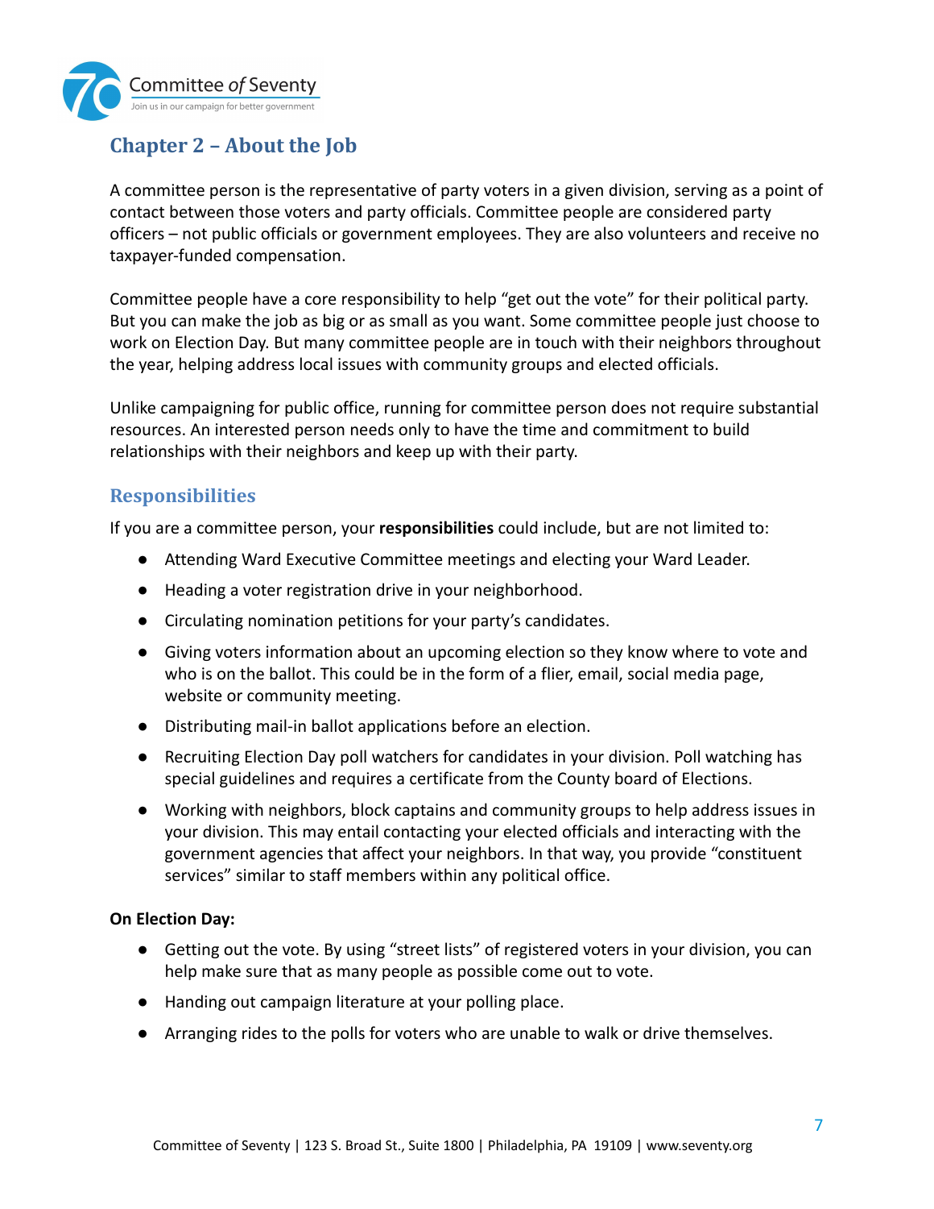## Chapter 2 – About the Job

A committee person is the representative of party voters in a given division, serving as a point of contact between those voters and party officials. Committee people are considered party officers – not public officials or government employees. They are also volunteers and receive no taxpayer-funded compensation.

Committee people have a core responsibility to help "get out the vote" for their political party. But you can make the job as big or as small as you want. Some committee people just choose to work on Election Day. But many committee people are in touch with their neighbors throughout the year, helping address local issues with community groups and elected officials.

Unlike campaigning for public office, running for committee person does not require substantial resources. An interested person needs only to have the time and commitment to build relationships with their neighbors and keep up with their party.

### Responsibilities

If you are a committee person, your **responsibilities** could include, but are not limited to:

- Attending Ward Executive Committee meetings and electing your Ward Leader.
- Heading a voter registration drive in your neighborhood.
- Circulating nomination petitions for your party's candidates.
- Giving voters information about an upcoming election so they know where to vote and who is on the ballot. This could be in the form of a flier, email, social media page, website or community meeting.
- Distributing mail-in ballot applications before an election.
- Recruiting Election Day poll watchers for candidates in your division. Poll watching has special guidelines and requires a certificate from the County board of Elections.
- Working with neighbors, block captains and community groups to help address issues in your division. This may entail contacting your elected officials and interacting with the government agencies that affect your neighbors. In that way, you provide "constituent services" similar to staff members within any political office.

**On Election Day:**

- Getting out the vote. By using "street lists" of registered voters in your division, you can help make sure that as many people as possible come out to vote.
- Handing out campaign literature at your polling place.
- Arranging rides to the polls for voters who are unable to walk or drive themselves.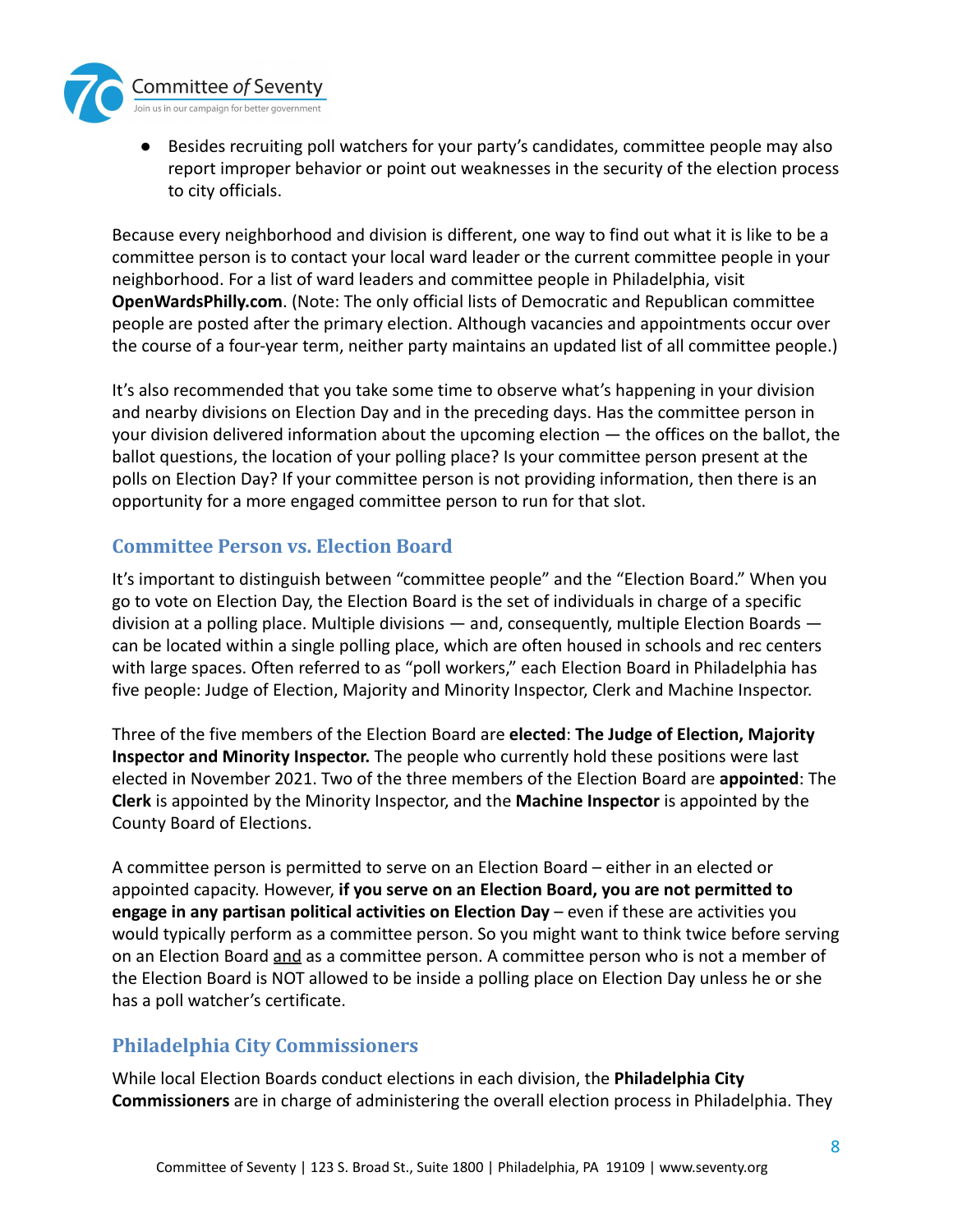- Besides recruiting poll watchers for your party's candidates, committee people may also report improper behavior or point out weaknesses in the security of the election process to city officials.

Because every neighborhood and division is different, one way to find out what it is like to be a committee person is to contact your local ward leader or the current committee people in your neighborhood. For a list of ward leaders and committee people in Philadelphia, visit **OpenWardsPhilly.com**. (Note: The only official lists of Democratic and Republican committee people are posted after the primary election. Although vacancies and appointments occur over the course of a four-year term, neither party maintains an updated list of all committee people.)

It's also recommended that you take some time to observe what's happening in your division and nearby divisions on Election Day and in the preceding days. Has the committee person in your division delivered information about the upcoming election — the offices on the ballot, the ballot questions, the location of your polling place? Is your committee person present at the polls on Election Day? If your committee person is not providing information, then there is an opportunity for a more engaged committee person to run for that slot.

## Committee Person vs. Election Board

It's important to distinguish between "committee people" and the "Election Board." When you go to vote on Election Day, the Election Board is the set of individuals in charge of a specific division at a polling place. Multiple divisions — and, consequently, multiple Election Boards — can be located within a single polling place, which are often housed in schools and rec centers with large spaces. Often referred to as "poll workers," each Election Board in Philadelphia has five people: Judge of Election, Majority and Minority Inspector, Clerk and Machine Inspector.

Three of the five members of the Election Board are **elected**: **The Judge of Election, Majority Inspector and Minority Inspector.** The people who currently hold these positions were last elected in November 2021. Two of the three members of the Election Board are **appointed**: The **Clerk** is appointed by the Minority Inspector, and the **Machine Inspector** is appointed by the County Board of Elections.

A committee person is permitted to serve on an Election Board – either in an elected or appointed capacity. However, **if you serve on an Election Board, you are not permitted to engage in any partisan political activities on Election Day** – even if these are activities you would typically perform as a committee person. So you might want to think twice before serving on an Election Board and as a committee person. A committee person who is not a member of the Election Board is NOT allowed to be inside a polling place on Election Day unless he or she has a poll watcher's certificate.

## Philadelphia City Commissioners

While local Election Boards conduct elections in each division, the **Philadelphia City Commissioners** are in charge of administering the overall election process in Philadelphia. They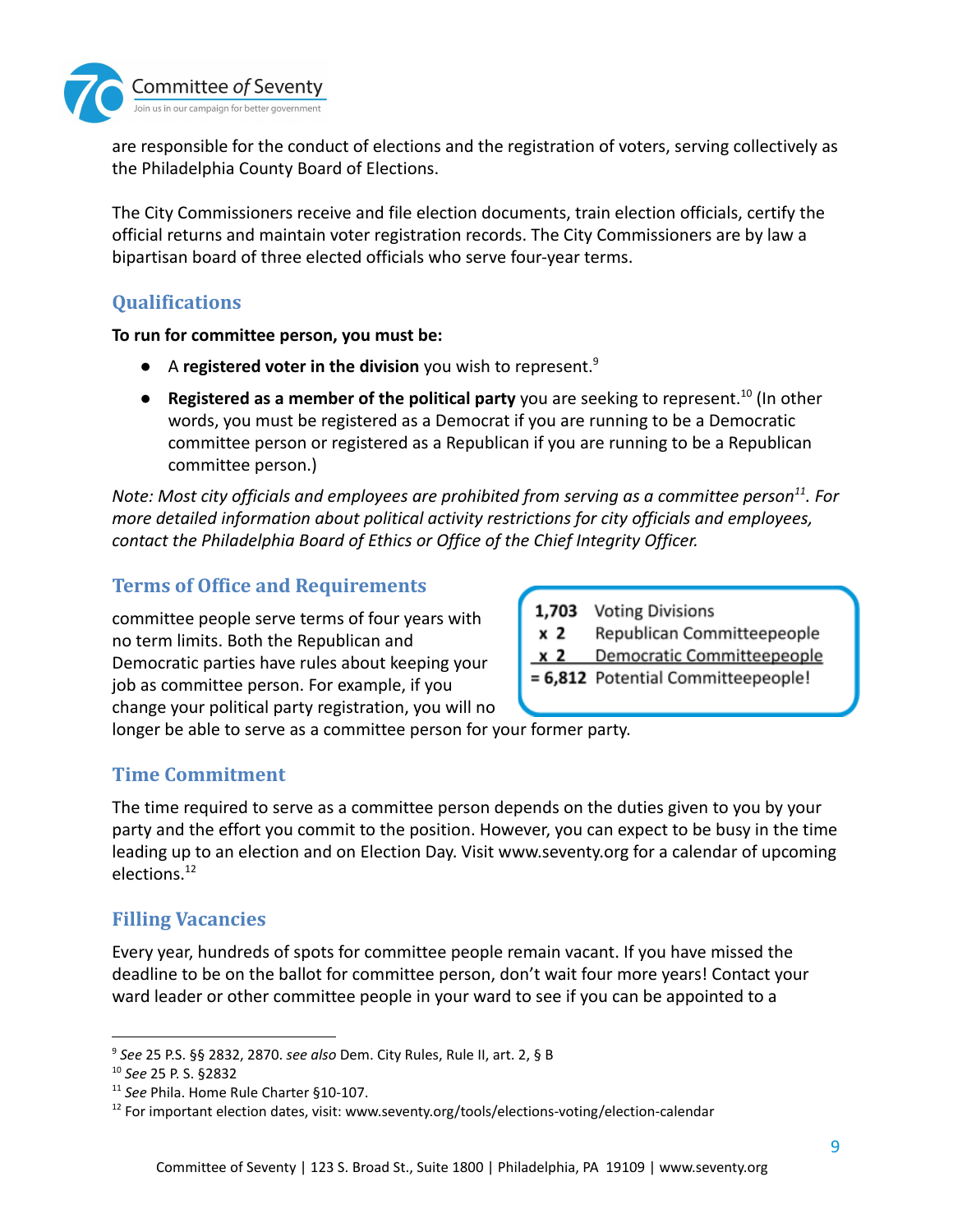are responsible for the conduct of elections and the registration of voters, serving collectively as the Philadelphia County Board of Elections.

The City Commissioners receive and file election documents, train election officials, certify the official returns and maintain voter registration records. The City Commissioners are by law a bipartisan board of three elected officials who serve four-year terms.

## Qualifications

**To run for committee person, you must be:**

- A **registered voter in the division** you wish to represent.[9]
- **Registered as a member of the political party** you are seeking to represent.[10] (In other words, you must be registered as a Democrat if you are running to be a Democratic committee person or registered as a Republican if you are running to be a Republican committee person.)

*Note: Most city officials and employees are prohibited from serving as a committee person[11]. For more detailed information about political activity restrictions for city officials and employees, contact the Philadelphia Board of Ethics or Office of the Chief Integrity Officer.*

## Terms of Office and Requirements

committee people serve terms of four years with no term limits. Both the Republican and Democratic parties have rules about keeping your job as committee person. For example, if you change your political party registration, you will no longer be able to serve as a committee person for your former party.

| | |
|---|---|
| **1,703** | Voting Divisions |
| **x 2** | Republican Committeepeople |
| **x 2** | Democratic Committeepeople |
| **= 6,812** | Potential Committeepeople! |

## Time Commitment

The time required to serve as a committee person depends on the duties given to you by your party and the effort you commit to the position. However, you can expect to be busy in the time leading up to an election and on Election Day. Visit www.seventy.org for a calendar of upcoming elections.[12]

## Filling Vacancies

Every year, hundreds of spots for committee people remain vacant. If you have missed the deadline to be on the ballot for committee person, don't wait four more years! Contact your ward leader or other committee people in your ward to see if you can be appointed to a

---

[9] *See* 25 P.S. §§ 2832, 2870. *see also* Dem. City Rules, Rule II, art. 2, § B

[10] *See* 25 P. S. §2832

[11] *See* Phila. Home Rule Charter §10-107.

[12] For important election dates, visit: www.seventy.org/tools/elections-voting/election-calendar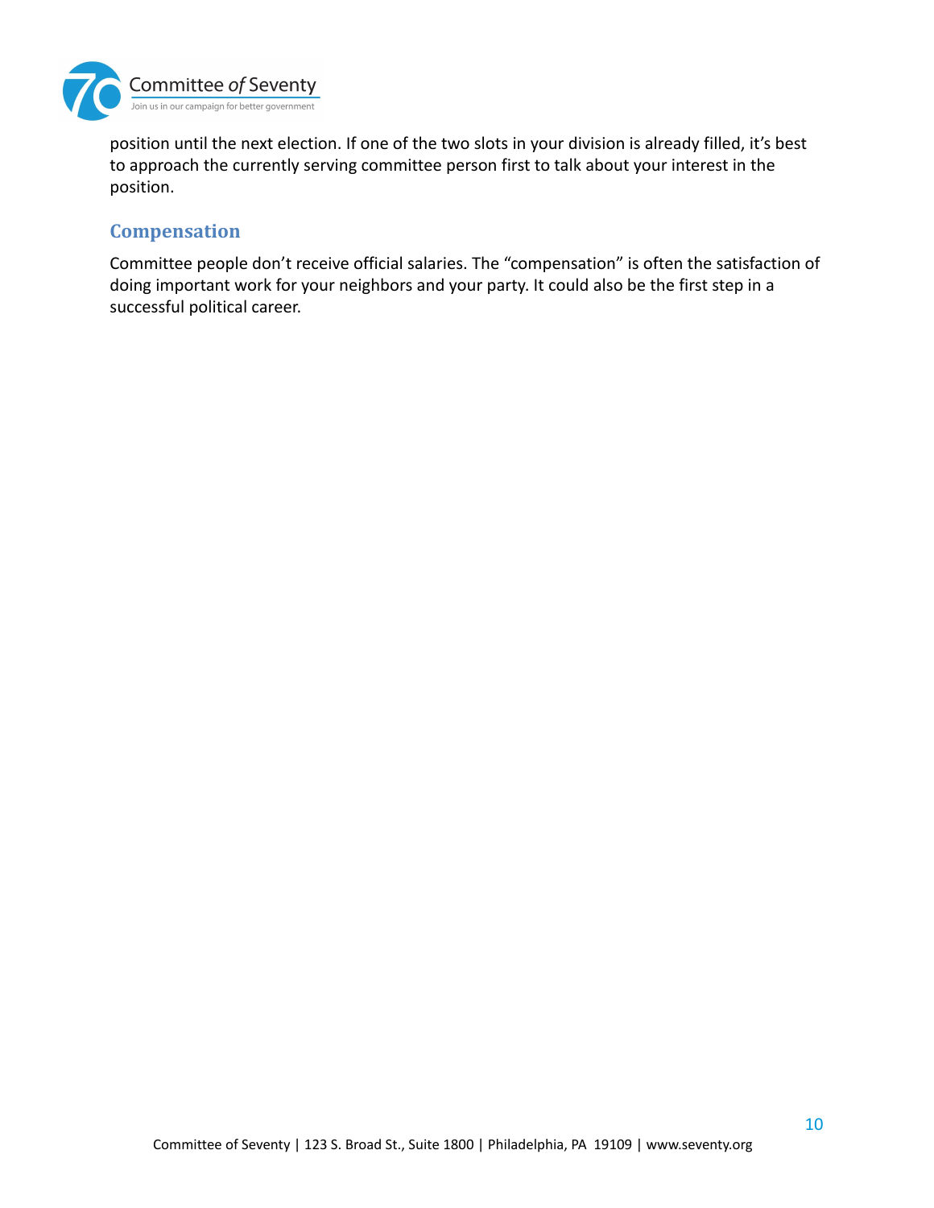position until the next election. If one of the two slots in your division is already filled, it's best to approach the currently serving committee person first to talk about your interest in the position.

## Compensation

Committee people don't receive official salaries. The "compensation" is often the satisfaction of doing important work for your neighbors and your party. It could also be the first step in a successful political career.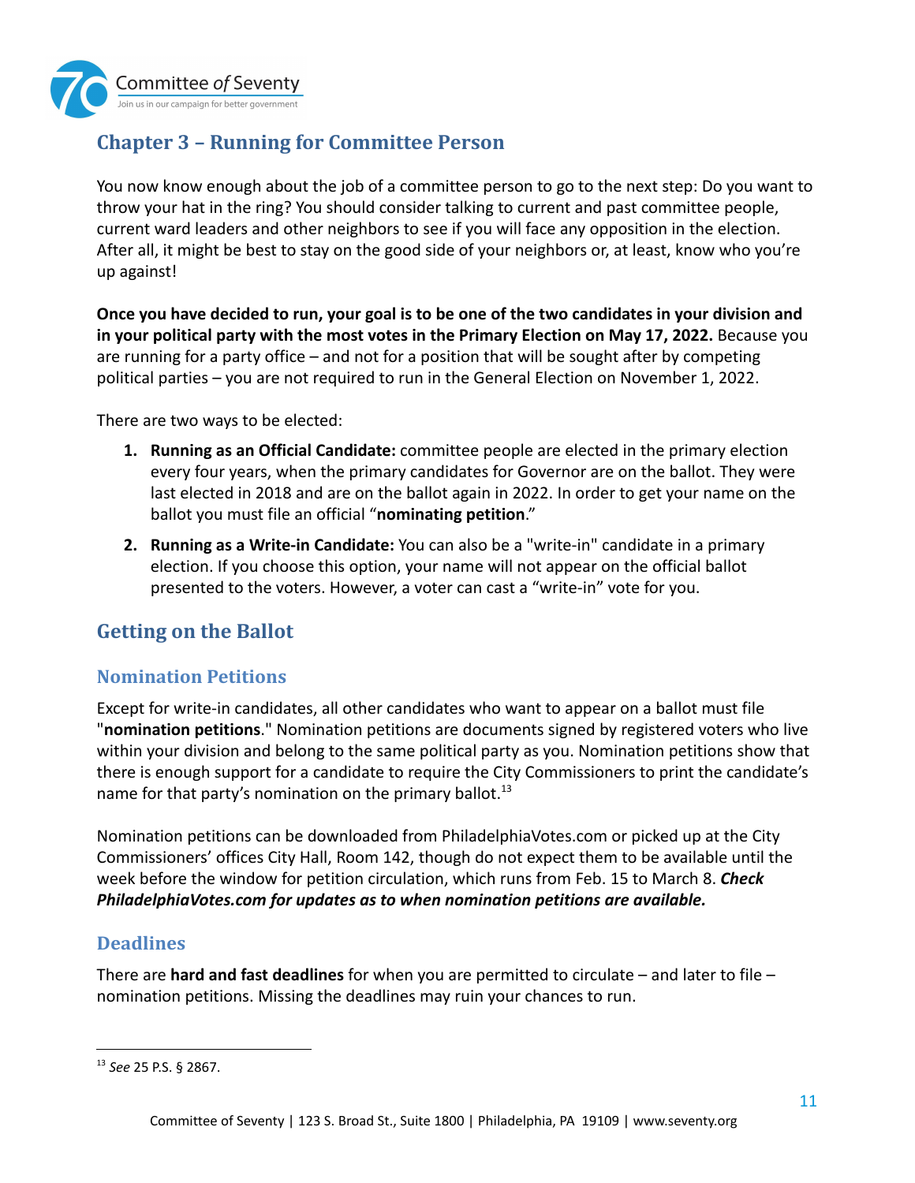## Chapter 3 – Running for Committee Person

You now know enough about the job of a committee person to go to the next step: Do you want to throw your hat in the ring? You should consider talking to current and past committee people, current ward leaders and other neighbors to see if you will face any opposition in the election. After all, it might be best to stay on the good side of your neighbors or, at least, know who you're up against!

**Once you have decided to run, your goal is to be one of the two candidates in your division and in your political party with the most votes in the Primary Election on May 17, 2022.** Because you are running for a party office – and not for a position that will be sought after by competing political parties – you are not required to run in the General Election on November 1, 2022.

There are two ways to be elected:

1. **Running as an Official Candidate:** committee people are elected in the primary election every four years, when the primary candidates for Governor are on the ballot. They were last elected in 2018 and are on the ballot again in 2022. In order to get your name on the ballot you must file an official "**nominating petition**."
2. **Running as a Write-in Candidate:** You can also be a "write-in" candidate in a primary election. If you choose this option, your name will not appear on the official ballot presented to the voters. However, a voter can cast a "write-in" vote for you.

## Getting on the Ballot

### Nomination Petitions

Except for write-in candidates, all other candidates who want to appear on a ballot must file "**nomination petitions**." Nomination petitions are documents signed by registered voters who live within your division and belong to the same political party as you. Nomination petitions show that there is enough support for a candidate to require the City Commissioners to print the candidate's name for that party's nomination on the primary ballot.[13]

Nomination petitions can be downloaded from PhiladelphiaVotes.com or picked up at the City Commissioners' offices City Hall, Room 142, though do not expect them to be available until the week before the window for petition circulation, which runs from Feb. 15 to March 8. ***Check PhiladelphiaVotes.com for updates as to when nomination petitions are available.***

### Deadlines

There are **hard and fast deadlines** for when you are permitted to circulate – and later to file – nomination petitions. Missing the deadlines may ruin your chances to run.

---

[13] *See* 25 P.S. § 2867.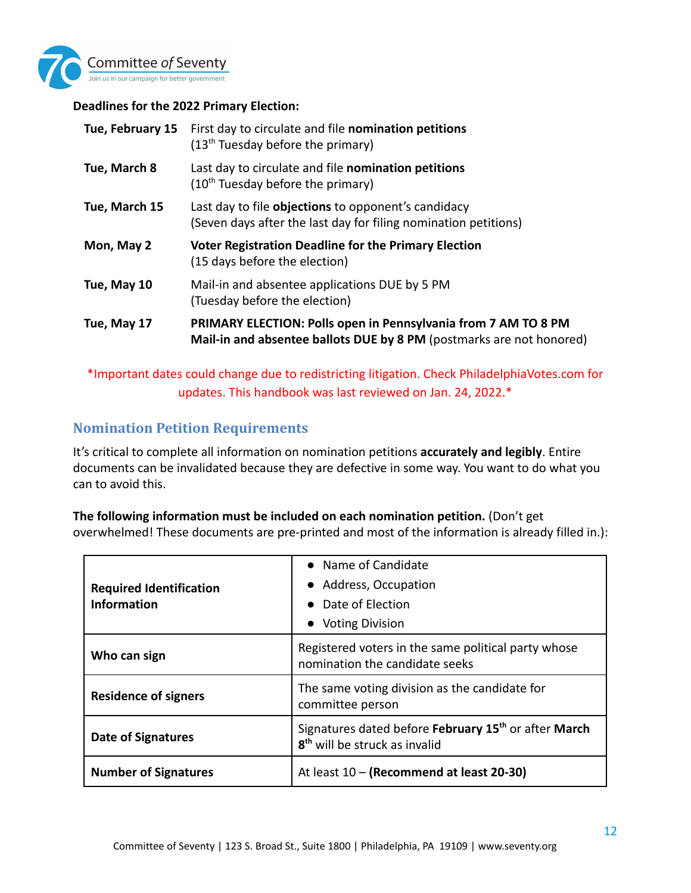**Deadlines for the 2022 Primary Election:**

| | |
|---|---|
| **Tue, February 15** | First day to circulate and file **nomination petitions** (13th Tuesday before the primary) |
| **Tue, March 8** | Last day to circulate and file **nomination petitions** (10th Tuesday before the primary) |
| **Tue, March 15** | Last day to file **objections** to opponent's candidacy (Seven days after the last day for filing nomination petitions) |
| **Mon, May 2** | **Voter Registration Deadline for the Primary Election** (15 days before the election) |
| **Tue, May 10** | Mail-in and absentee applications DUE by 5 PM (Tuesday before the election) |
| **Tue, May 17** | **PRIMARY ELECTION: Polls open in Pennsylvania from 7 AM TO 8 PM** **Mail-in and absentee ballots DUE by 8 PM** (postmarks are not honored) |

*Important dates could change due to redistricting litigation. Check PhiladelphiaVotes.com for updates. This handbook was last reviewed on Jan. 24, 2022.*

## Nomination Petition Requirements

It's critical to complete all information on nomination petitions **accurately and legibly**. Entire documents can be invalidated because they are defective in some way. You want to do what you can to avoid this.

**The following information must be included on each nomination petition.** (Don't get overwhelmed! These documents are pre-printed and most of the information is already filled in.):

| | |
|---|---|
| **Required Identification Information** | • Name of Candidate<br>• Address, Occupation<br>• Date of Election<br>• Voting Division |
| **Who can sign** | Registered voters in the same political party whose nomination the candidate seeks |
| **Residence of signers** | The same voting division as the candidate for committee person |
| **Date of Signatures** | Signatures dated before **February 15th** or after **March 8th** will be struck as invalid |
| **Number of Signatures** | At least 10 – **(Recommend at least 20-30)** |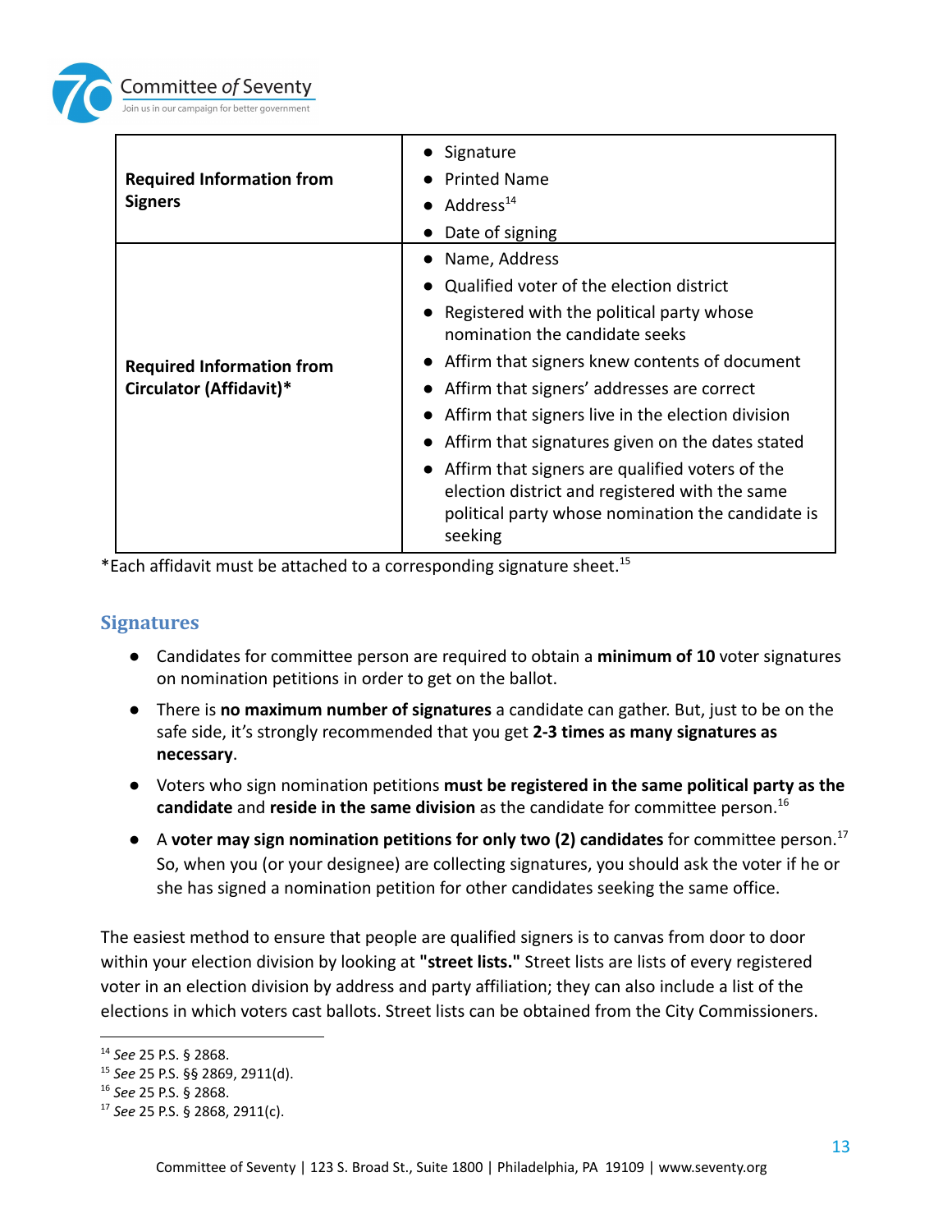| Required Information from Signers | • Signature<br>• Printed Name<br>• Address[14]<br>• Date of signing |
|---|---|
| **Required Information from Circulator (Affidavit)*** | • Name, Address<br>• Qualified voter of the election district<br>• Registered with the political party whose nomination the candidate seeks<br>• Affirm that signers knew contents of document<br>• Affirm that signers' addresses are correct<br>• Affirm that signers live in the election division<br>• Affirm that signatures given on the dates stated<br>• Affirm that signers are qualified voters of the election district and registered with the same political party whose nomination the candidate is seeking |

*Each affidavit must be attached to a corresponding signature sheet.[15]

## Signatures

- Candidates for committee person are required to obtain a **minimum of 10** voter signatures on nomination petitions in order to get on the ballot.
- There is **no maximum number of signatures** a candidate can gather. But, just to be on the safe side, it's strongly recommended that you get **2-3 times as many signatures as necessary**.
- Voters who sign nomination petitions **must be registered in the same political party as the candidate** and **reside in the same division** as the candidate for committee person.[16]
- A **voter may sign nomination petitions for only two (2) candidates** for committee person.[17] So, when you (or your designee) are collecting signatures, you should ask the voter if he or she has signed a nomination petition for other candidates seeking the same office.

The easiest method to ensure that people are qualified signers is to canvas from door to door within your election division by looking at **"street lists."** Street lists are lists of every registered voter in an election division by address and party affiliation; they can also include a list of the elections in which voters cast ballots. Street lists can be obtained from the City Commissioners.

---

[14] *See* 25 P.S. § 2868.

[15] *See* 25 P.S. §§ 2869, 2911(d).

[16] *See* 25 P.S. § 2868.

[17] *See* 25 P.S. § 2868, 2911(c).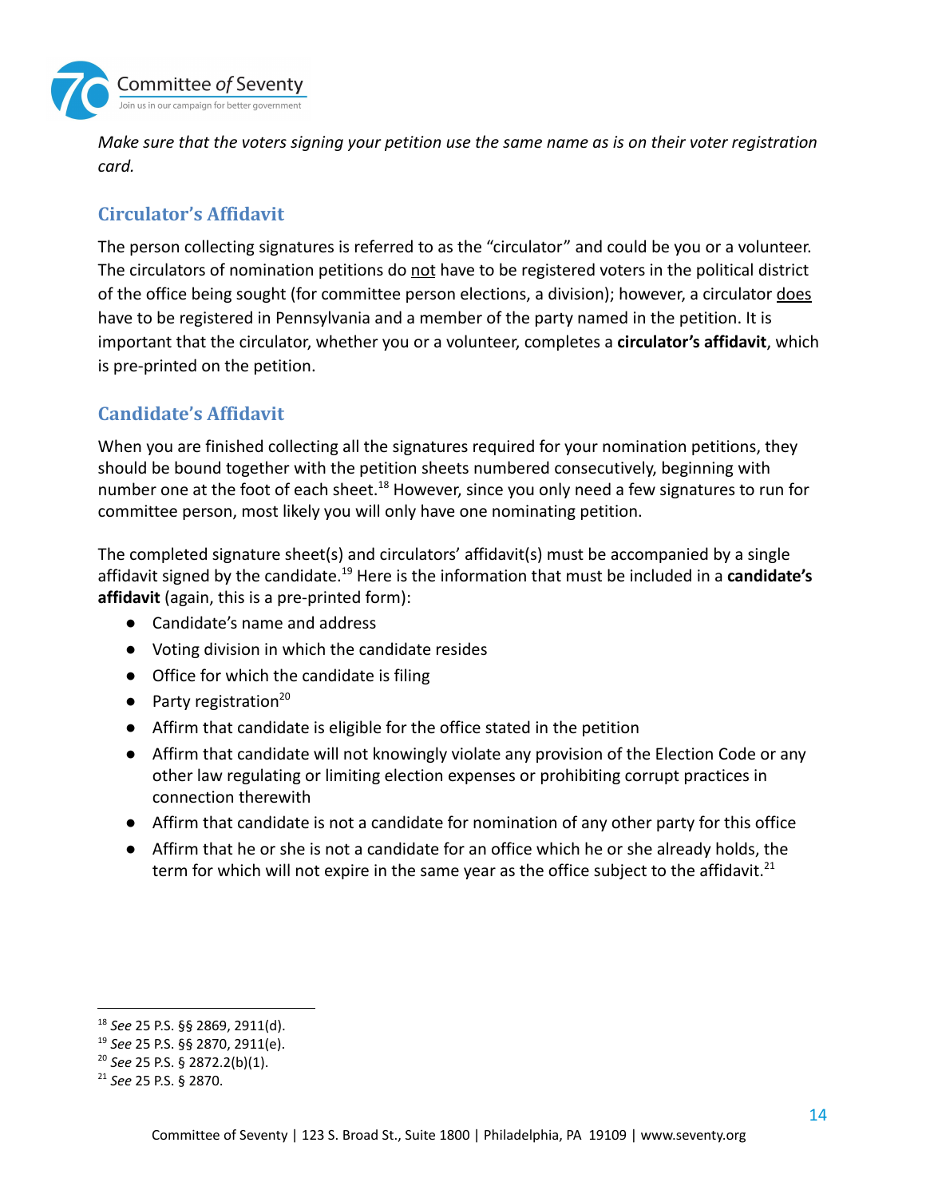*Make sure that the voters signing your petition use the same name as is on their voter registration card.*

## Circulator's Affidavit

The person collecting signatures is referred to as the "circulator" and could be you or a volunteer. The circulators of nomination petitions do not have to be registered voters in the political district of the office being sought (for committee person elections, a division); however, a circulator does have to be registered in Pennsylvania and a member of the party named in the petition. It is important that the circulator, whether you or a volunteer, completes a **circulator's affidavit**, which is pre-printed on the petition.

## Candidate's Affidavit

When you are finished collecting all the signatures required for your nomination petitions, they should be bound together with the petition sheets numbered consecutively, beginning with number one at the foot of each sheet.[18] However, since you only need a few signatures to run for committee person, most likely you will only have one nominating petition.

The completed signature sheet(s) and circulators' affidavit(s) must be accompanied by a single affidavit signed by the candidate.[19] Here is the information that must be included in a **candidate's affidavit** (again, this is a pre-printed form):

- Candidate's name and address
- Voting division in which the candidate resides
- Office for which the candidate is filing
- Party registration[20]
- Affirm that candidate is eligible for the office stated in the petition
- Affirm that candidate will not knowingly violate any provision of the Election Code or any other law regulating or limiting election expenses or prohibiting corrupt practices in connection therewith
- Affirm that candidate is not a candidate for nomination of any other party for this office
- Affirm that he or she is not a candidate for an office which he or she already holds, the term for which will not expire in the same year as the office subject to the affidavit.[21]

---

[18] *See* 25 P.S. §§ 2869, 2911(d).

[19] *See* 25 P.S. §§ 2870, 2911(e).

[20] *See* 25 P.S. § 2872.2(b)(1).

[21] *See* 25 P.S. § 2870.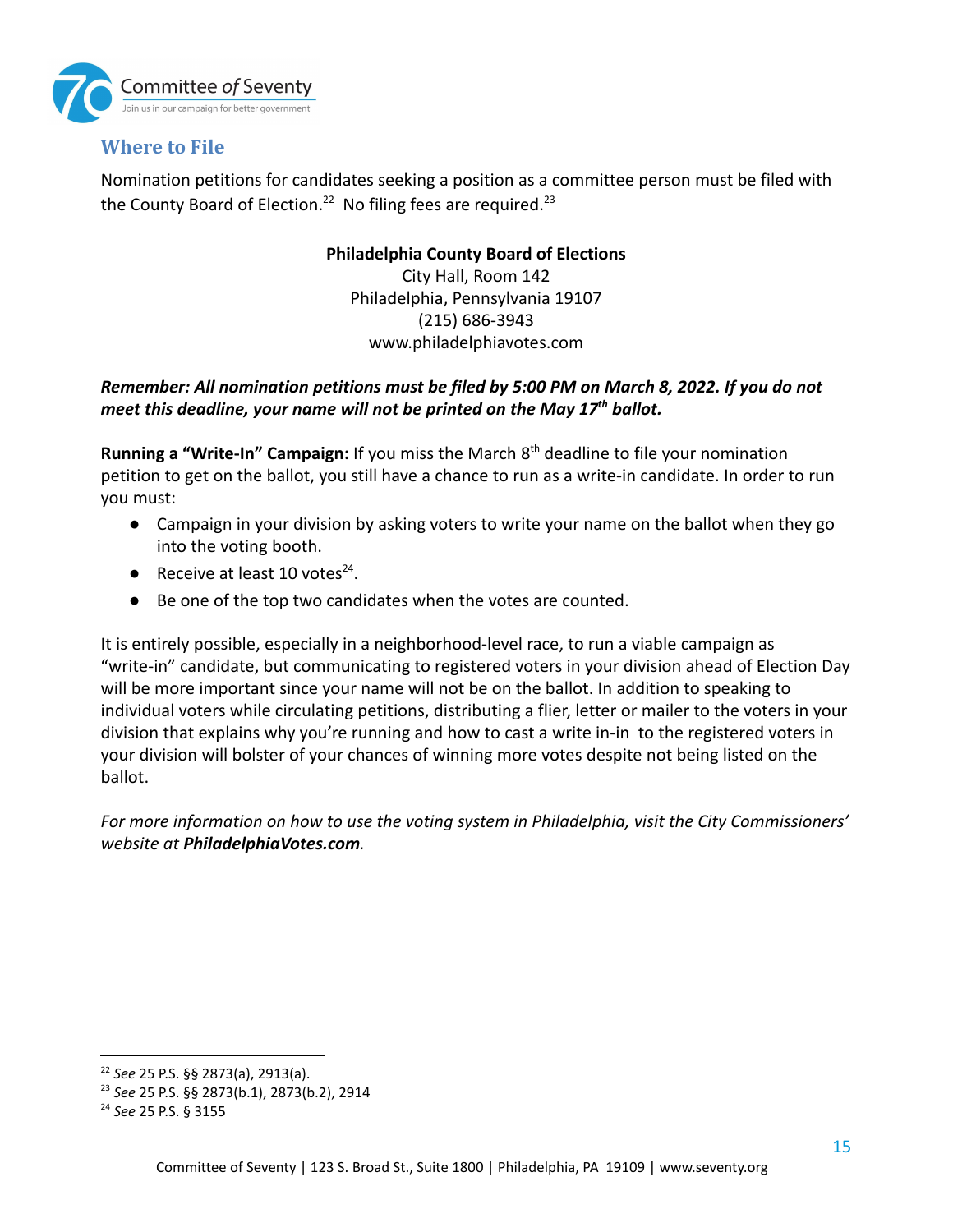## Where to File

Nomination petitions for candidates seeking a position as a committee person must be filed with the County Board of Election.[22] No filing fees are required.[23]

**Philadelphia County Board of Elections**
City Hall, Room 142
Philadelphia, Pennsylvania 19107
(215) 686-3943
www.philadelphiavotes.com

***Remember: All nomination petitions must be filed by 5:00 PM on March 8, 2022. If you do not meet this deadline, your name will not be printed on the May 17th ballot.***

**Running a "Write-In" Campaign:** If you miss the March 8th deadline to file your nomination petition to get on the ballot, you still have a chance to run as a write-in candidate. In order to run you must:

- Campaign in your division by asking voters to write your name on the ballot when they go into the voting booth.
- Receive at least 10 votes[24].
- Be one of the top two candidates when the votes are counted.

It is entirely possible, especially in a neighborhood-level race, to run a viable campaign as "write-in" candidate, but communicating to registered voters in your division ahead of Election Day will be more important since your name will not be on the ballot. In addition to speaking to individual voters while circulating petitions, distributing a flier, letter or mailer to the voters in your division that explains why you're running and how to cast a write in-in to the registered voters in your division will bolster of your chances of winning more votes despite not being listed on the ballot.

*For more information on how to use the voting system in Philadelphia, visit the City Commissioners' website at **PhiladelphiaVotes.com**.*

---

[22] *See* 25 P.S. §§ 2873(a), 2913(a).
[23] *See* 25 P.S. §§ 2873(b.1), 2873(b.2), 2914
[24] *See* 25 P.S. § 3155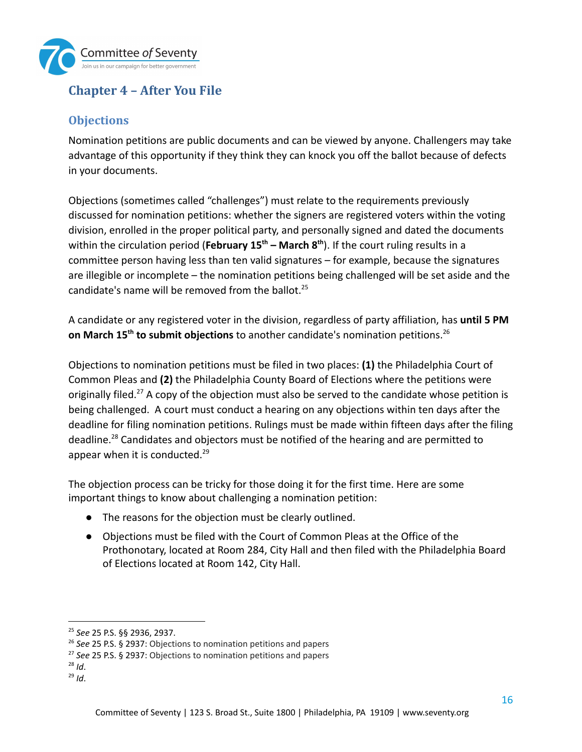## Chapter 4 – After You File

### Objections

Nomination petitions are public documents and can be viewed by anyone. Challengers may take advantage of this opportunity if they think they can knock you off the ballot because of defects in your documents.

Objections (sometimes called "challenges") must relate to the requirements previously discussed for nomination petitions: whether the signers are registered voters within the voting division, enrolled in the proper political party, and personally signed and dated the documents within the circulation period (**February 15th – March 8th**). If the court ruling results in a committee person having less than ten valid signatures – for example, because the signatures are illegible or incomplete – the nomination petitions being challenged will be set aside and the candidate's name will be removed from the ballot.[25]

A candidate or any registered voter in the division, regardless of party affiliation, has **until 5 PM on March 15th to submit objections** to another candidate's nomination petitions.[26]

Objections to nomination petitions must be filed in two places: **(1)** the Philadelphia Court of Common Pleas and **(2)** the Philadelphia County Board of Elections where the petitions were originally filed.[27] A copy of the objection must also be served to the candidate whose petition is being challenged. A court must conduct a hearing on any objections within ten days after the deadline for filing nomination petitions. Rulings must be made within fifteen days after the filing deadline.[28] Candidates and objectors must be notified of the hearing and are permitted to appear when it is conducted.[29]

The objection process can be tricky for those doing it for the first time. Here are some important things to know about challenging a nomination petition:

- The reasons for the objection must be clearly outlined.
- Objections must be filed with the Court of Common Pleas at the Office of the Prothonotary, located at Room 284, City Hall and then filed with the Philadelphia Board of Elections located at Room 142, City Hall.

---

[25] *See* 25 P.S. §§ 2936, 2937.

[26] *See* 25 P.S. § 2937: Objections to nomination petitions and papers

[27] *See* 25 P.S. § 2937: Objections to nomination petitions and papers

[28] *Id*.

[29] *Id*.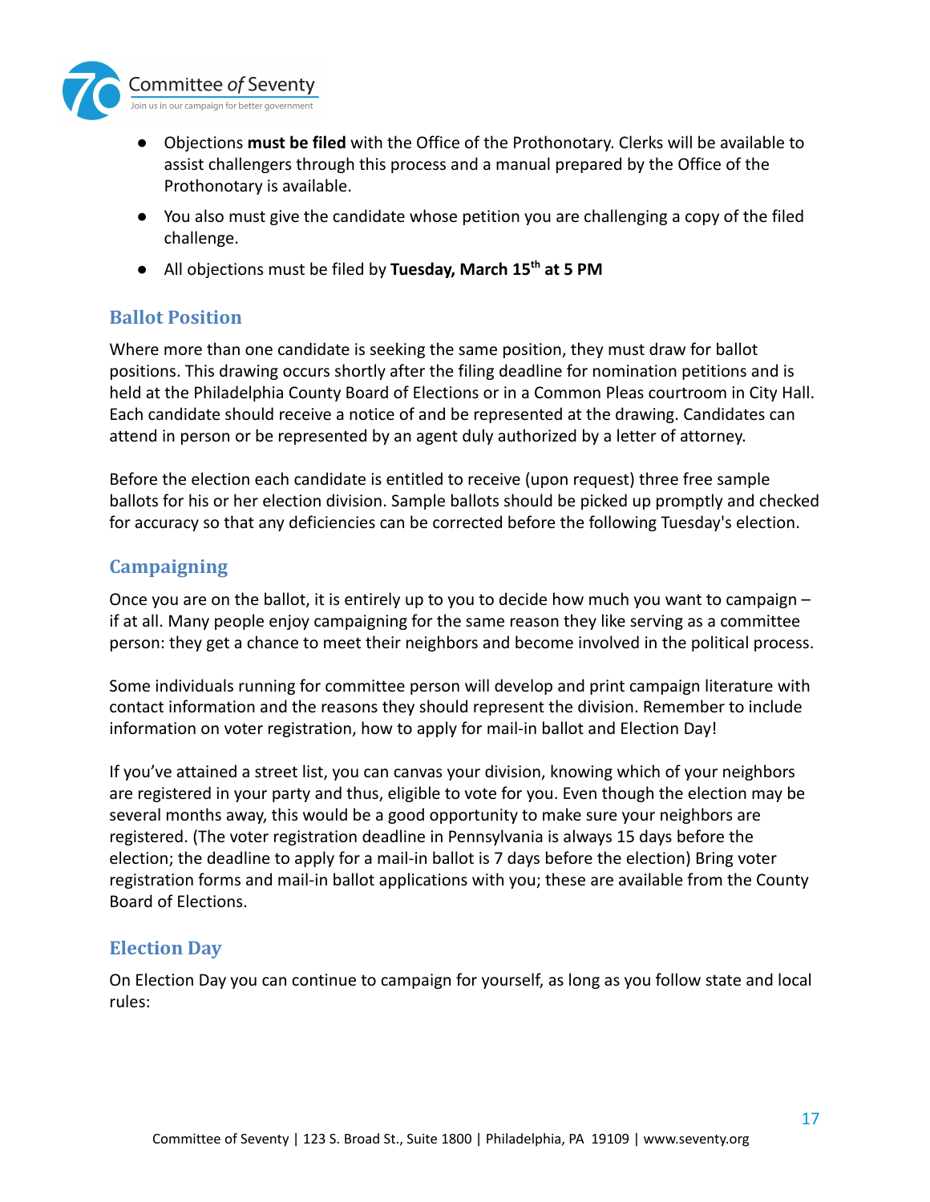- Objections **must be filed** with the Office of the Prothonotary. Clerks will be available to assist challengers through this process and a manual prepared by the Office of the Prothonotary is available.
- You also must give the candidate whose petition you are challenging a copy of the filed challenge.
- All objections must be filed by **Tuesday, March 15th at 5 PM**

## Ballot Position

Where more than one candidate is seeking the same position, they must draw for ballot positions. This drawing occurs shortly after the filing deadline for nomination petitions and is held at the Philadelphia County Board of Elections or in a Common Pleas courtroom in City Hall. Each candidate should receive a notice of and be represented at the drawing. Candidates can attend in person or be represented by an agent duly authorized by a letter of attorney.

Before the election each candidate is entitled to receive (upon request) three free sample ballots for his or her election division. Sample ballots should be picked up promptly and checked for accuracy so that any deficiencies can be corrected before the following Tuesday's election.

## Campaigning

Once you are on the ballot, it is entirely up to you to decide how much you want to campaign – if at all. Many people enjoy campaigning for the same reason they like serving as a committee person: they get a chance to meet their neighbors and become involved in the political process.

Some individuals running for committee person will develop and print campaign literature with contact information and the reasons they should represent the division. Remember to include information on voter registration, how to apply for mail-in ballot and Election Day!

If you've attained a street list, you can canvas your division, knowing which of your neighbors are registered in your party and thus, eligible to vote for you. Even though the election may be several months away, this would be a good opportunity to make sure your neighbors are registered. (The voter registration deadline in Pennsylvania is always 15 days before the election; the deadline to apply for a mail-in ballot is 7 days before the election) Bring voter registration forms and mail-in ballot applications with you; these are available from the County Board of Elections.

## Election Day

On Election Day you can continue to campaign for yourself, as long as you follow state and local rules: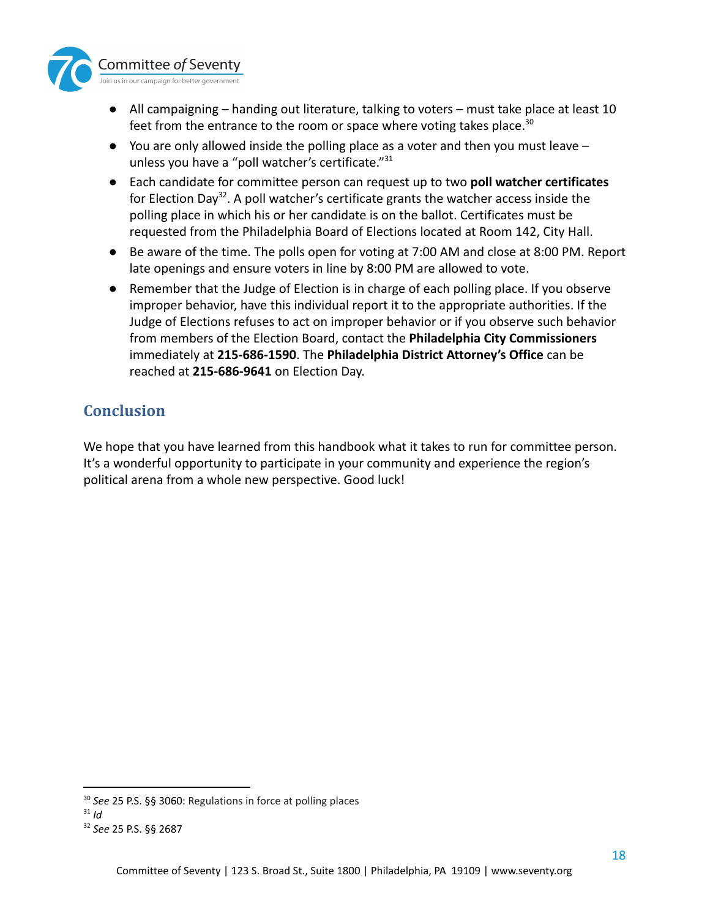- All campaigning – handing out literature, talking to voters – must take place at least 10 feet from the entrance to the room or space where voting takes place.[30]
- You are only allowed inside the polling place as a voter and then you must leave – unless you have a "poll watcher's certificate."[31]
- Each candidate for committee person can request up to two **poll watcher certificates** for Election Day[32]. A poll watcher's certificate grants the watcher access inside the polling place in which his or her candidate is on the ballot. Certificates must be requested from the Philadelphia Board of Elections located at Room 142, City Hall.
- Be aware of the time. The polls open for voting at 7:00 AM and close at 8:00 PM. Report late openings and ensure voters in line by 8:00 PM are allowed to vote.
- Remember that the Judge of Election is in charge of each polling place. If you observe improper behavior, have this individual report it to the appropriate authorities. If the Judge of Elections refuses to act on improper behavior or if you observe such behavior from members of the Election Board, contact the **Philadelphia City Commissioners** immediately at **215-686-1590**. The **Philadelphia District Attorney's Office** can be reached at **215-686-9641** on Election Day.

## Conclusion

We hope that you have learned from this handbook what it takes to run for committee person. It's a wonderful opportunity to participate in your community and experience the region's political arena from a whole new perspective. Good luck!

---

[30] *See* 25 P.S. §§ 3060: Regulations in force at polling places

[31] *Id*

[32] *See* 25 P.S. §§ 2687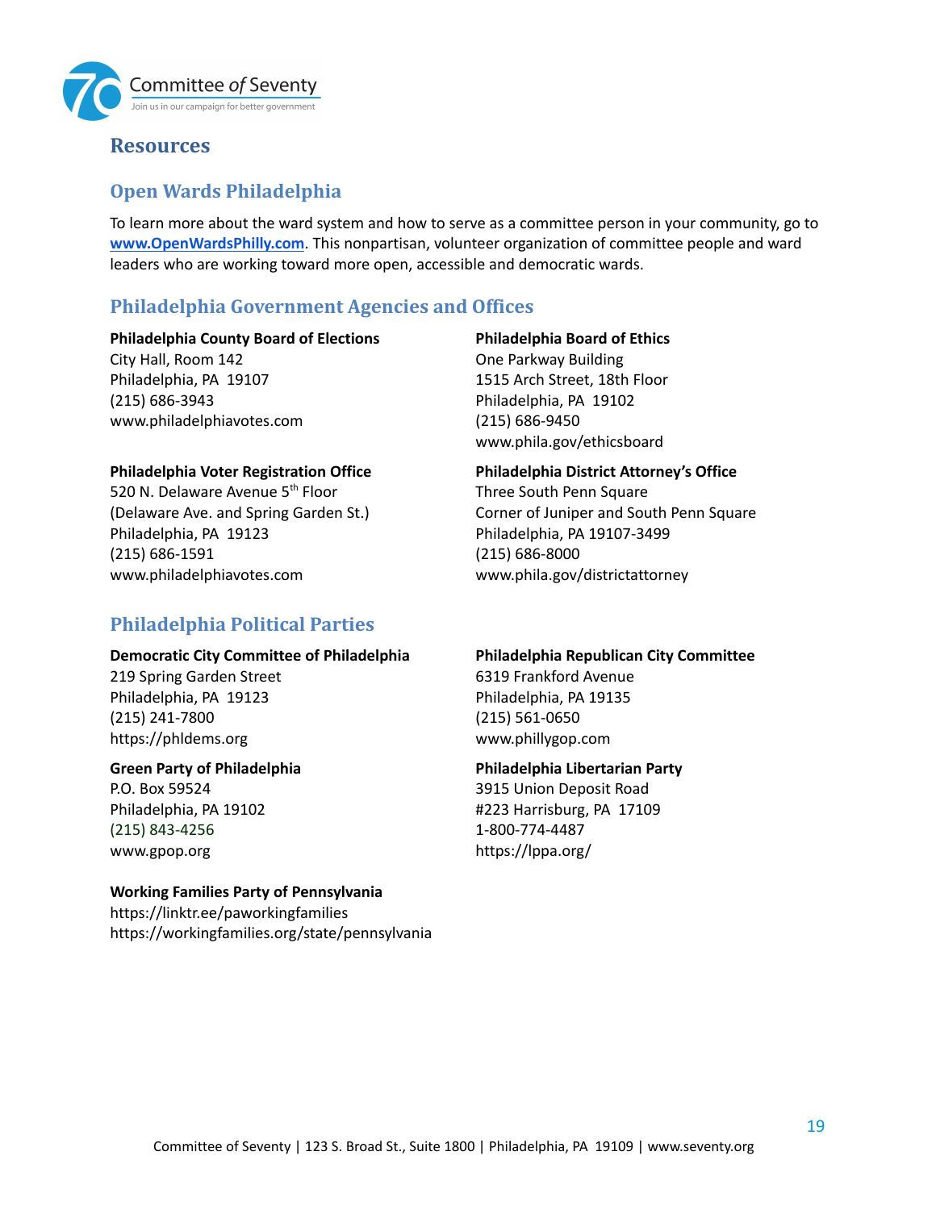## Resources

### Open Wards Philadelphia

To learn more about the ward system and how to serve as a committee person in your community, go to **www.OpenWardsPhilly.com**. This nonpartisan, volunteer organization of committee people and ward leaders who are working toward more open, accessible and democratic wards.

### Philadelphia Government Agencies and Offices

**Philadelphia County Board of Elections**
City Hall, Room 142
Philadelphia, PA 19107
(215) 686-3943
www.philadelphiavotes.com

**Philadelphia Voter Registration Office**
520 N. Delaware Avenue 5th Floor
(Delaware Ave. and Spring Garden St.)
Philadelphia, PA 19123
(215) 686-1591
www.philadelphiavotes.com

**Philadelphia Board of Ethics**
One Parkway Building
1515 Arch Street, 18th Floor
Philadelphia, PA 19102
(215) 686-9450
www.phila.gov/ethicsboard

**Philadelphia District Attorney's Office**
Three South Penn Square
Corner of Juniper and South Penn Square
Philadelphia, PA 19107-3499
(215) 686-8000
www.phila.gov/districtattorney

### Philadelphia Political Parties

**Democratic City Committee of Philadelphia**
219 Spring Garden Street
Philadelphia, PA 19123
(215) 241-7800
https://phldems.org

**Green Party of Philadelphia**
P.O. Box 59524
Philadelphia, PA 19102
(215) 843-4256
www.gpop.org

**Working Families Party of Pennsylvania**
https://linktr.ee/paworkingfamilies
https://workingfamilies.org/state/pennsylvania

**Philadelphia Republican City Committee**
6319 Frankford Avenue
Philadelphia, PA 19135
(215) 561-0650
www.phillygop.com

**Philadelphia Libertarian Party**
3915 Union Deposit Road
#223 Harrisburg, PA 17109
1-800-774-4487
https://lppa.org/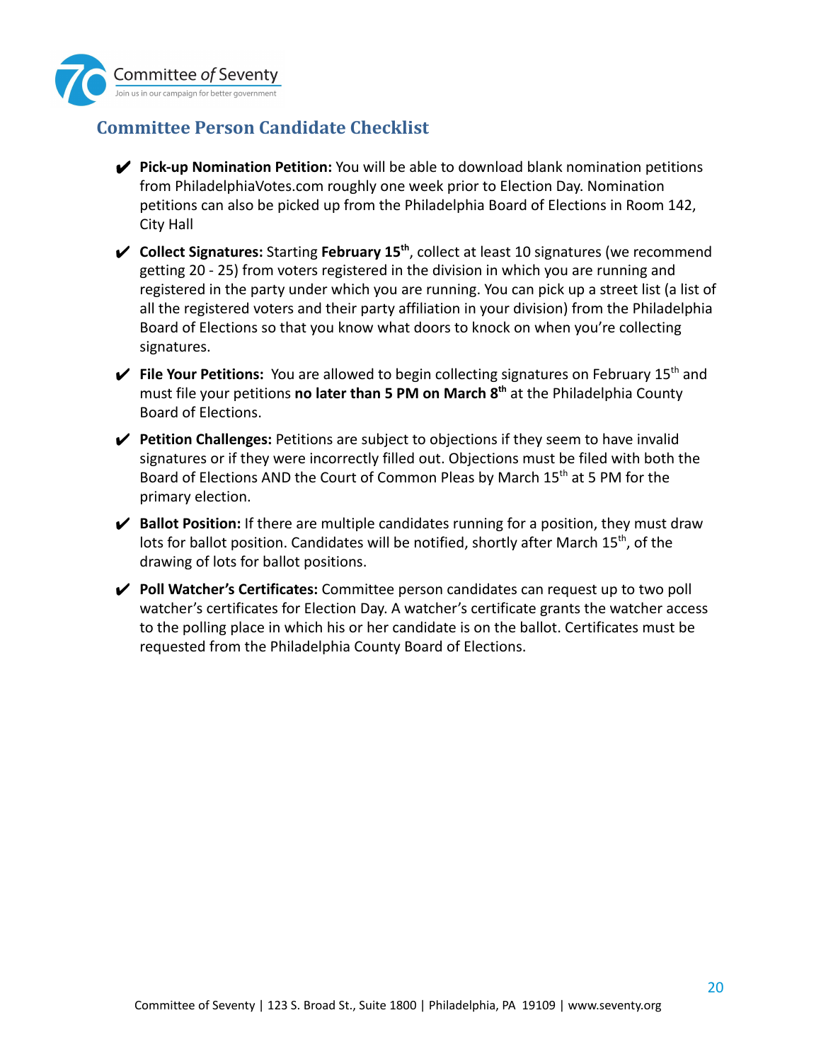## Committee Person Candidate Checklist

- ✔ **Pick-up Nomination Petition:** You will be able to download blank nomination petitions from PhiladelphiaVotes.com roughly one week prior to Election Day. Nomination petitions can also be picked up from the Philadelphia Board of Elections in Room 142, City Hall
- ✔ **Collect Signatures:** Starting **February 15th**, collect at least 10 signatures (we recommend getting 20 - 25) from voters registered in the division in which you are running and registered in the party under which you are running. You can pick up a street list (a list of all the registered voters and their party affiliation in your division) from the Philadelphia Board of Elections so that you know what doors to knock on when you're collecting signatures.
- ✔ **File Your Petitions:** You are allowed to begin collecting signatures on February 15th and must file your petitions **no later than 5 PM on March 8th** at the Philadelphia County Board of Elections.
- ✔ **Petition Challenges:** Petitions are subject to objections if they seem to have invalid signatures or if they were incorrectly filled out. Objections must be filed with both the Board of Elections AND the Court of Common Pleas by March 15th at 5 PM for the primary election.
- ✔ **Ballot Position:** If there are multiple candidates running for a position, they must draw lots for ballot position. Candidates will be notified, shortly after March 15th, of the drawing of lots for ballot positions.
- ✔ **Poll Watcher's Certificates:** Committee person candidates can request up to two poll watcher's certificates for Election Day. A watcher's certificate grants the watcher access to the polling place in which his or her candidate is on the ballot. Certificates must be requested from the Philadelphia County Board of Elections.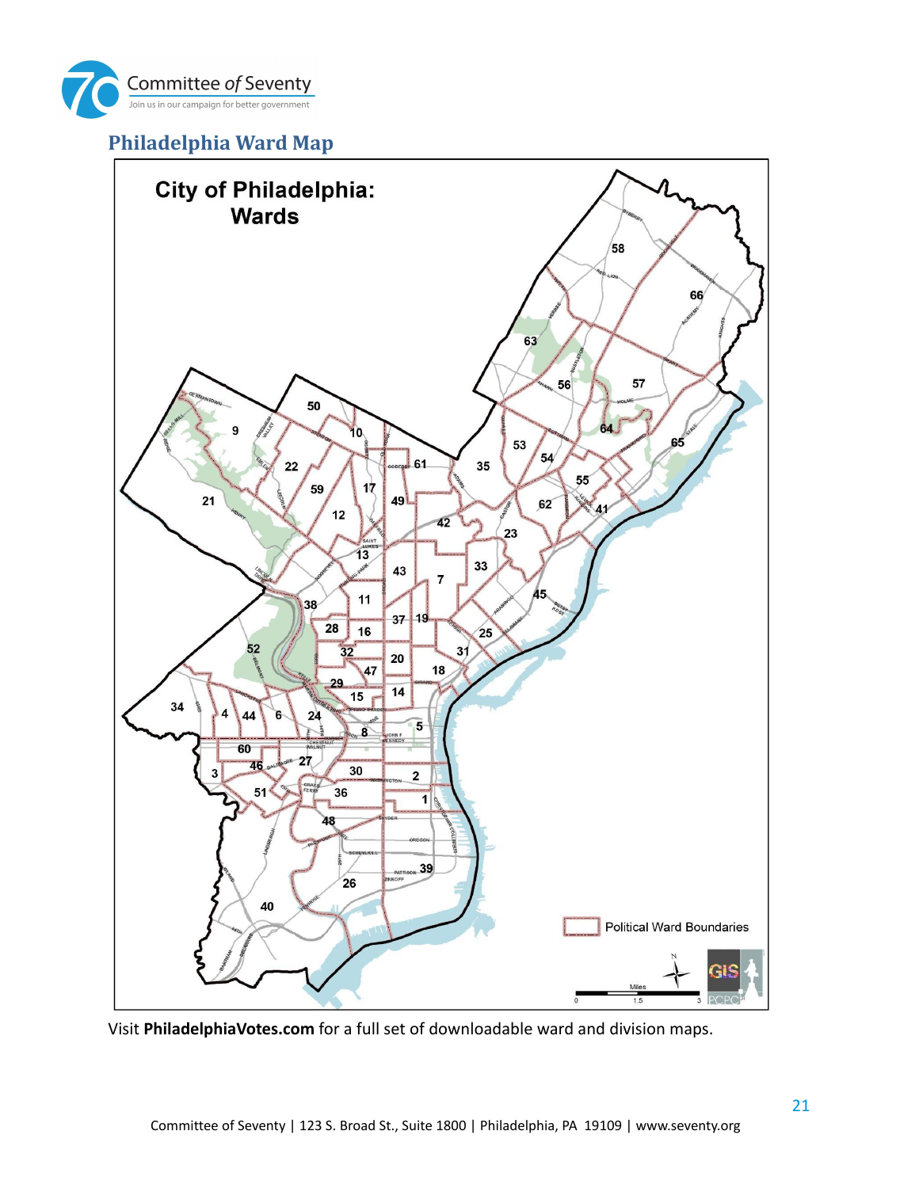## Philadelphia Ward Map

Visit **PhiladelphiaVotes.com** for a full set of downloadable ward and division maps.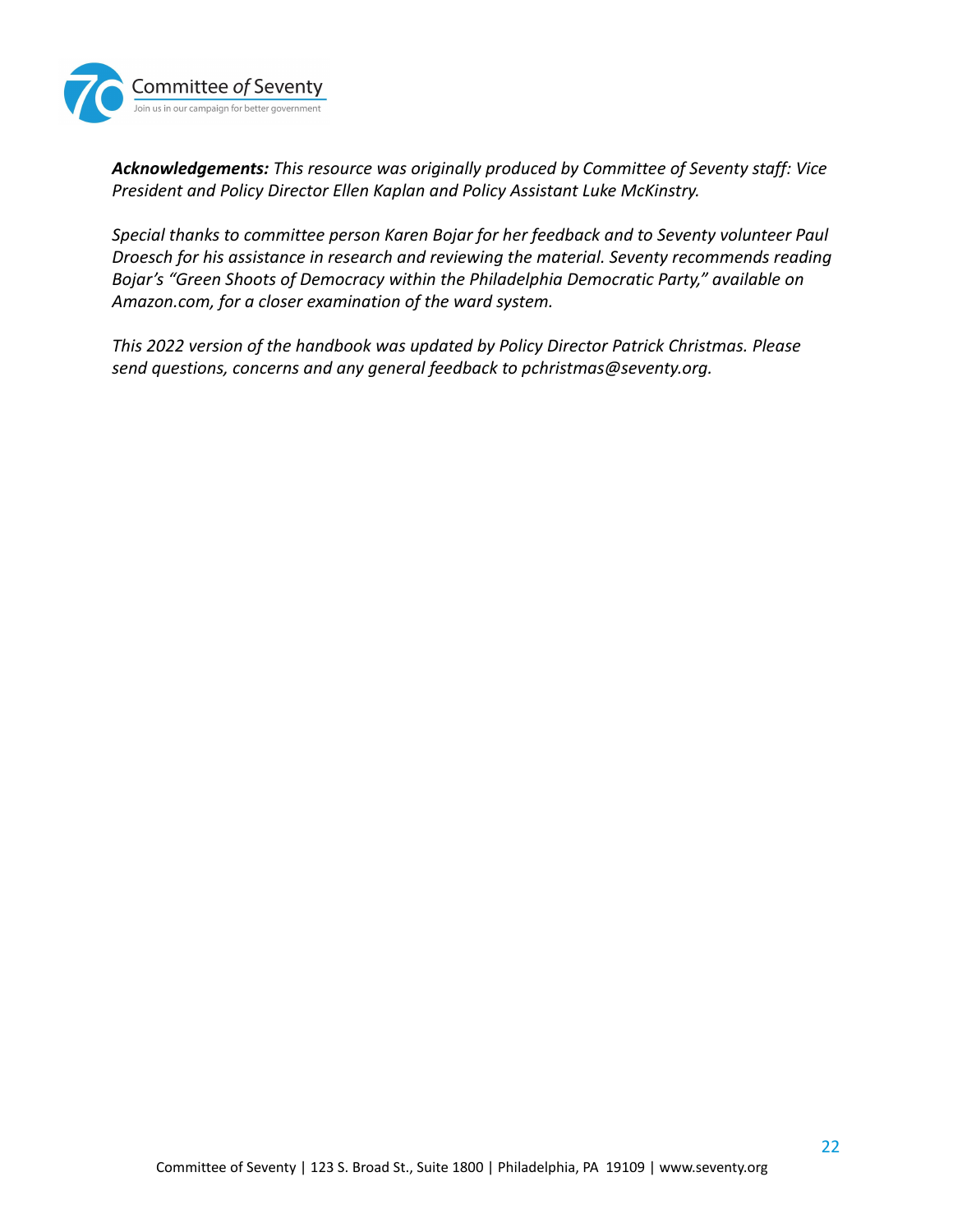***Acknowledgements:*** *This resource was originally produced by Committee of Seventy staff: Vice President and Policy Director Ellen Kaplan and Policy Assistant Luke McKinstry.*

*Special thanks to committee person Karen Bojar for her feedback and to Seventy volunteer Paul Droesch for his assistance in research and reviewing the material. Seventy recommends reading Bojar's "Green Shoots of Democracy within the Philadelphia Democratic Party," available on Amazon.com, for a closer examination of the ward system.*

*This 2022 version of the handbook was updated by Policy Director Patrick Christmas. Please send questions, concerns and any general feedback to pchristmas@seventy.org.*